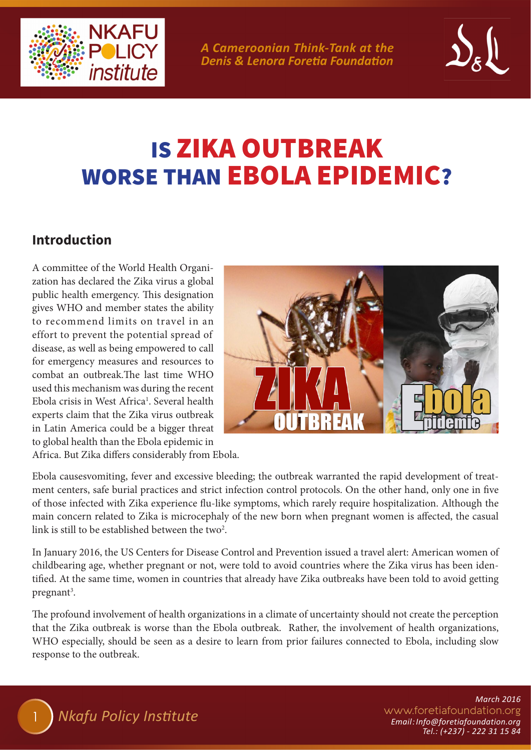# IS ZIKA OUTBREAK WORSE THAN EBOLA EPIDEMIC?

## Introduction

A committee of the World Health Organization has declared the Zika virus a global public health emergency. This designation gives WHO and member states the ability to recommend limits on travel in an effort to prevent the potential spread of disease, as well as being empowered to call for emergency measures and resources to combat an outbreak.The last time WHO used this mechanism was during the recent Ebola crisis in West Africa[1]. Several health experts claim that the Zika virus outbreak in Latin America could be a bigger threat to global health than the Ebola epidemic in Africa. But Zika differs considerably from Ebola.

Ebola causesvomiting, fever and excessive bleeding; the outbreak warranted the rapid development of treatment centers, safe burial practices and strict infection control protocols. On the other hand, only one in five of those infected with Zika experience flu-like symptoms, which rarely require hospitalization. Although the main concern related to Zika is microcephaly of the new born when pregnant women is affected, the casual link is still to be established between the two[2].

In January 2016, the US Centers for Disease Control and Prevention issued a travel alert: American women of childbearing age, whether pregnant or not, were told to avoid countries where the Zika virus has been identified. At the same time, women in countries that already have Zika outbreaks have been told to avoid getting pregnant[3].

The profound involvement of health organizations in a climate of uncertainty should not create the perception that the Zika outbreak is worse than the Ebola outbreak. Rather, the involvement of health organizations, WHO especially, should be seen as a desire to learn from prior failures connected to Ebola, including slow response to the outbreak.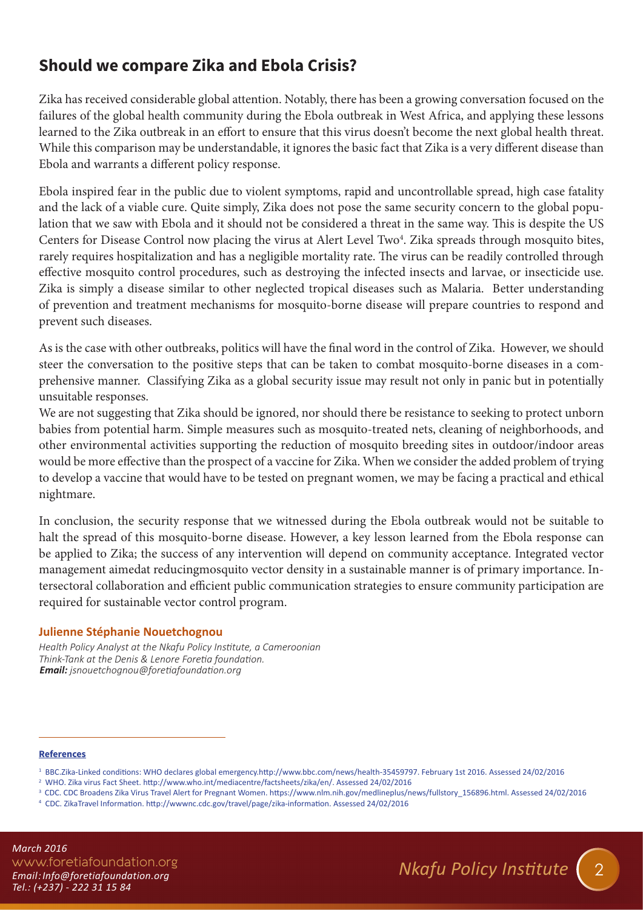## Should we compare Zika and Ebola Crisis?

Zika has received considerable global attention. Notably, there has been a growing conversation focused on the failures of the global health community during the Ebola outbreak in West Africa, and applying these lessons learned to the Zika outbreak in an effort to ensure that this virus doesn't become the next global health threat. While this comparison may be understandable, it ignores the basic fact that Zika is a very different disease than Ebola and warrants a different policy response.

Ebola inspired fear in the public due to violent symptoms, rapid and uncontrollable spread, high case fatality and the lack of a viable cure. Quite simply, Zika does not pose the same security concern to the global population that we saw with Ebola and it should not be considered a threat in the same way. This is despite the US Centers for Disease Control now placing the virus at Alert Level Two[4]. Zika spreads through mosquito bites, rarely requires hospitalization and has a negligible mortality rate. The virus can be readily controlled through effective mosquito control procedures, such as destroying the infected insects and larvae, or insecticide use. Zika is simply a disease similar to other neglected tropical diseases such as Malaria. Better understanding of prevention and treatment mechanisms for mosquito-borne disease will prepare countries to respond and prevent such diseases.

As is the case with other outbreaks, politics will have the final word in the control of Zika. However, we should steer the conversation to the positive steps that can be taken to combat mosquito-borne diseases in a comprehensive manner. Classifying Zika as a global security issue may result not only in panic but in potentially unsuitable responses.

We are not suggesting that Zika should be ignored, nor should there be resistance to seeking to protect unborn babies from potential harm. Simple measures such as mosquito-treated nets, cleaning of neighborhoods, and other environmental activities supporting the reduction of mosquito breeding sites in outdoor/indoor areas would be more effective than the prospect of a vaccine for Zika. When we consider the added problem of trying to develop a vaccine that would have to be tested on pregnant women, we may be facing a practical and ethical nightmare.

In conclusion, the security response that we witnessed during the Ebola outbreak would not be suitable to halt the spread of this mosquito-borne disease. However, a key lesson learned from the Ebola response can be applied to Zika; the success of any intervention will depend on community acceptance. Integrated vector management aimedat reducingmosquito vector density in a sustainable manner is of primary importance. Intersectoral collaboration and efficient public communication strategies to ensure community participation are required for sustainable vector control program.

**Julienne Stéphanie Nouetchognou**

*Health Policy Analyst at the Nkafu Policy Institute, a Cameroonian Think-Tank at the Denis & Lenore Foretia foundation.*
***Email:*** *jsnouetchognou@foretiafoundation.org*

**References**

[1] BBC.Zika-Linked conditions: WHO declares global emergency.http://www.bbc.com/news/health-35459797. February 1st 2016. Assessed 24/02/2016

[2] WHO. Zika virus Fact Sheet. http://www.who.int/mediacentre/factsheets/zika/en/. Assessed 24/02/2016

[3] CDC. CDC Broadens Zika Virus Travel Alert for Pregnant Women. https://www.nlm.nih.gov/medlineplus/news/fullstory_156896.html. Assessed 24/02/2016

[4] CDC. ZikaTravel Information. http://wwwnc.cdc.gov/travel/page/zika-information. Assessed 24/02/2016

*March 2016*
www.foretiafoundation.org
*Email: Info@foretiafoundation.org*
*Tel.: (+237) - 222 31 15 84*